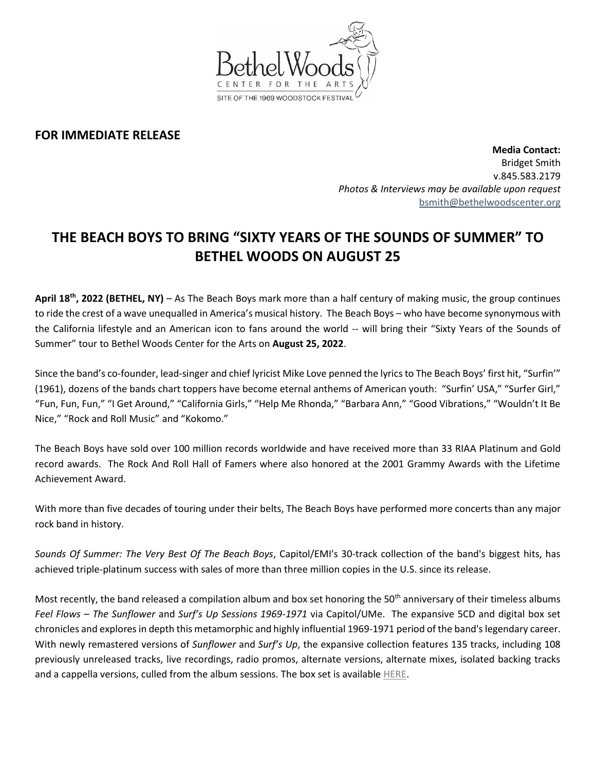**FOR IMMEDIATE RELEASE**

**Media Contact:**
Bridget Smith
v.845.583.2179
*Photos & Interviews may be available upon request*
bsmith@bethelwoodscenter.org

# THE BEACH BOYS TO BRING "SIXTY YEARS OF THE SOUNDS OF SUMMER" TO BETHEL WOODS ON AUGUST 25

**April 18th, 2022 (BETHEL, NY)** – As The Beach Boys mark more than a half century of making music, the group continues to ride the crest of a wave unequalled in America's musical history. The Beach Boys – who have become synonymous with the California lifestyle and an American icon to fans around the world -- will bring their "Sixty Years of the Sounds of Summer" tour to Bethel Woods Center for the Arts on **August 25, 2022**.

Since the band's co-founder, lead-singer and chief lyricist Mike Love penned the lyrics to The Beach Boys' first hit, "Surfin'" (1961), dozens of the bands chart toppers have become eternal anthems of American youth: "Surfin' USA," "Surfer Girl," "Fun, Fun, Fun," "I Get Around," "California Girls," "Help Me Rhonda," "Barbara Ann," "Good Vibrations," "Wouldn't It Be Nice," "Rock and Roll Music" and "Kokomo."

The Beach Boys have sold over 100 million records worldwide and have received more than 33 RIAA Platinum and Gold record awards. The Rock And Roll Hall of Famers where also honored at the 2001 Grammy Awards with the Lifetime Achievement Award.

With more than five decades of touring under their belts, The Beach Boys have performed more concerts than any major rock band in history.

*Sounds Of Summer: The Very Best Of The Beach Boys*, Capitol/EMI's 30-track collection of the band's biggest hits, has achieved triple-platinum success with sales of more than three million copies in the U.S. since its release.

Most recently, the band released a compilation album and box set honoring the 50th anniversary of their timeless albums *Feel Flows – The Sunflower* and *Surf's Up Sessions 1969-1971* via Capitol/UMe. The expansive 5CD and digital box set chronicles and explores in depth this metamorphic and highly influential 1969-1971 period of the band's legendary career. With newly remastered versions of *Sunflower* and *Surf's Up*, the expansive collection features 135 tracks, including 108 previously unreleased tracks, live recordings, radio promos, alternate versions, alternate mixes, isolated backing tracks and a cappella versions, culled from the album sessions. The box set is available HERE.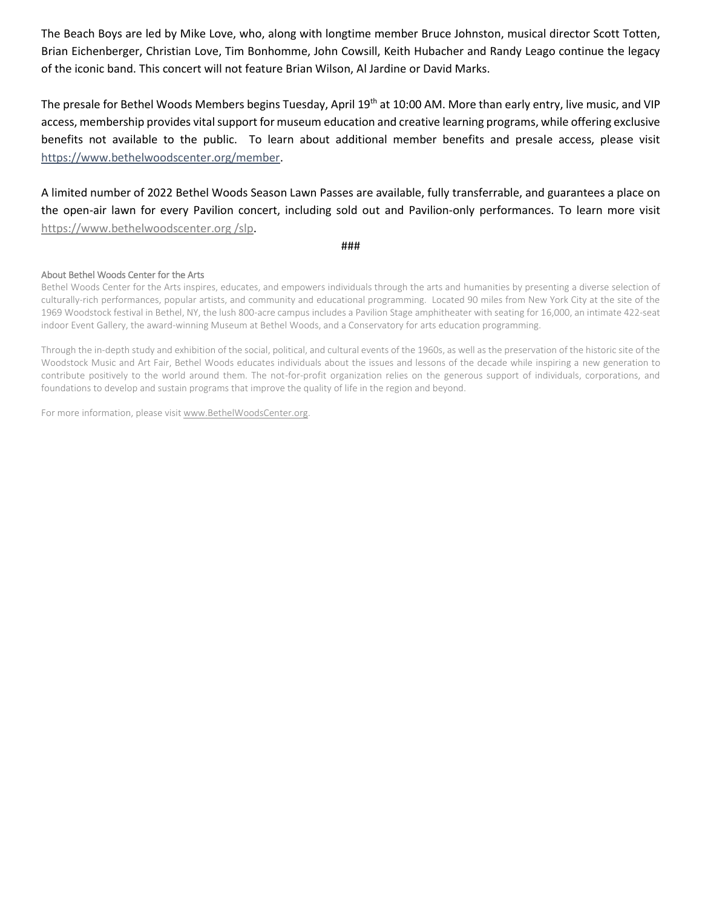The Beach Boys are led by Mike Love, who, along with longtime member Bruce Johnston, musical director Scott Totten, Brian Eichenberger, Christian Love, Tim Bonhomme, John Cowsill, Keith Hubacher and Randy Leago continue the legacy of the iconic band. This concert will not feature Brian Wilson, Al Jardine or David Marks.

The presale for Bethel Woods Members begins Tuesday, April 19th at 10:00 AM. More than early entry, live music, and VIP access, membership provides vital support for museum education and creative learning programs, while offering exclusive benefits not available to the public. To learn about additional member benefits and presale access, please visit https://www.bethelwoodscenter.org/member.

A limited number of 2022 Bethel Woods Season Lawn Passes are available, fully transferrable, and guarantees a place on the open-air lawn for every Pavilion concert, including sold out and Pavilion-only performances. To learn more visit https://www.bethelwoodscenter.org /slp.

###

About Bethel Woods Center for the Arts

Bethel Woods Center for the Arts inspires, educates, and empowers individuals through the arts and humanities by presenting a diverse selection of culturally-rich performances, popular artists, and community and educational programming. Located 90 miles from New York City at the site of the 1969 Woodstock festival in Bethel, NY, the lush 800-acre campus includes a Pavilion Stage amphitheater with seating for 16,000, an intimate 422-seat indoor Event Gallery, the award-winning Museum at Bethel Woods, and a Conservatory for arts education programming.

Through the in-depth study and exhibition of the social, political, and cultural events of the 1960s, as well as the preservation of the historic site of the Woodstock Music and Art Fair, Bethel Woods educates individuals about the issues and lessons of the decade while inspiring a new generation to contribute positively to the world around them. The not-for-profit organization relies on the generous support of individuals, corporations, and foundations to develop and sustain programs that improve the quality of life in the region and beyond.

For more information, please visit www.BethelWoodsCenter.org.